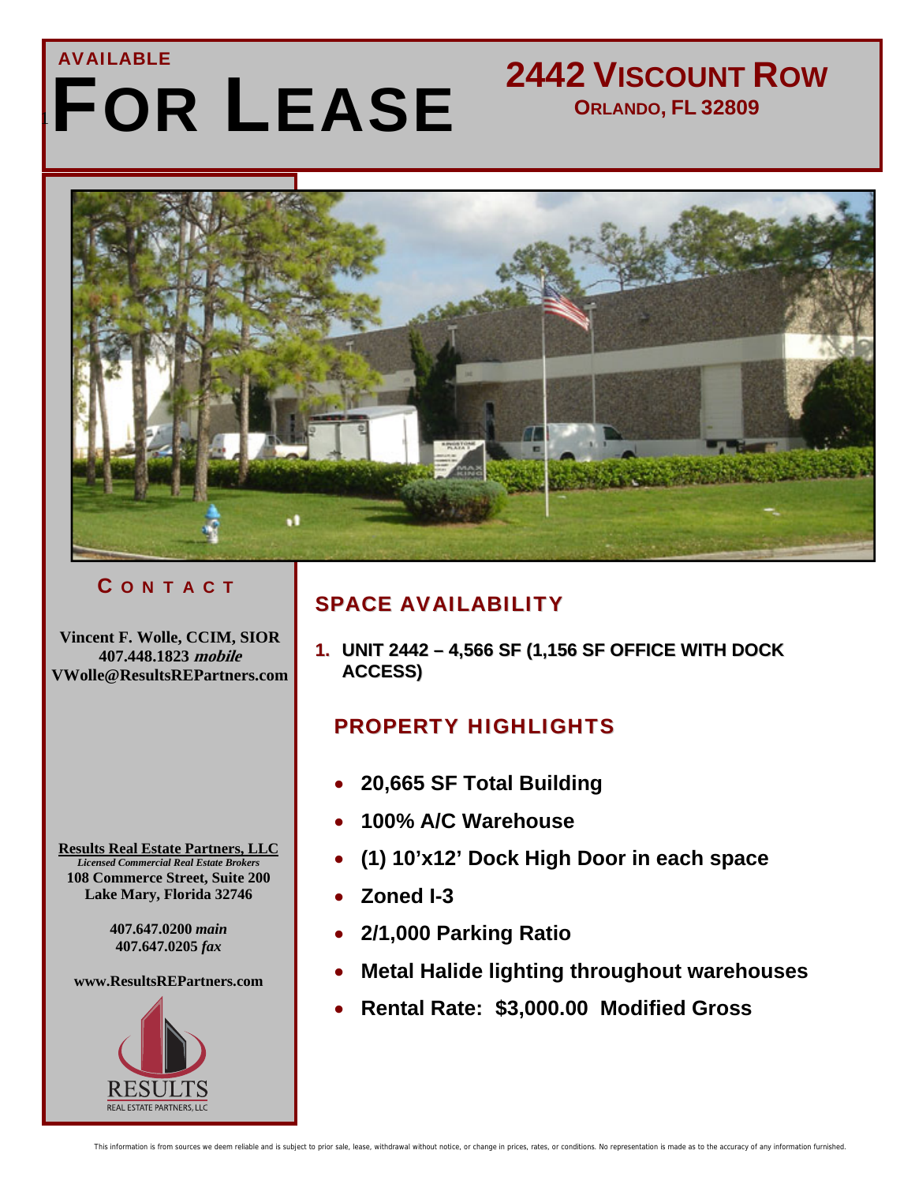AVAILABLE

# FOR LEASE

## 2442 VISCOUNT ROW

**ORLANDO, FL 32809**

### CONTACT

**Vincent F. Wolle, CCIM, SIOR**
**407.448.1823 *mobile***
**VWolle@ResultsREPartners.com**

**Results Real Estate Partners, LLC**
***Licensed Commercial Real Estate Brokers***
**108 Commerce Street, Suite 200**
**Lake Mary, Florida 32746**

**407.647.0200 *main***
**407.647.0205 *fax***

**www.ResultsREPartners.com**

RESULTS
REAL ESTATE PARTNERS, LLC

## SPACE AVAILABILITY

1. **UNIT 2442 – 4,566 SF (1,156 SF OFFICE WITH DOCK ACCESS)**

## PROPERTY HIGHLIGHTS

- **20,665 SF Total Building**
- **100% A/C Warehouse**
- **(1) 10'x12' Dock High Door in each space**
- **Zoned I-3**
- **2/1,000 Parking Ratio**
- **Metal Halide lighting throughout warehouses**
- **Rental Rate: $3,000.00 Modified Gross**

This information is from sources we deem reliable and is subject to prior sale, lease, withdrawal without notice, or change in prices, rates, or conditions. No representation is made as to the accuracy of any information furnished.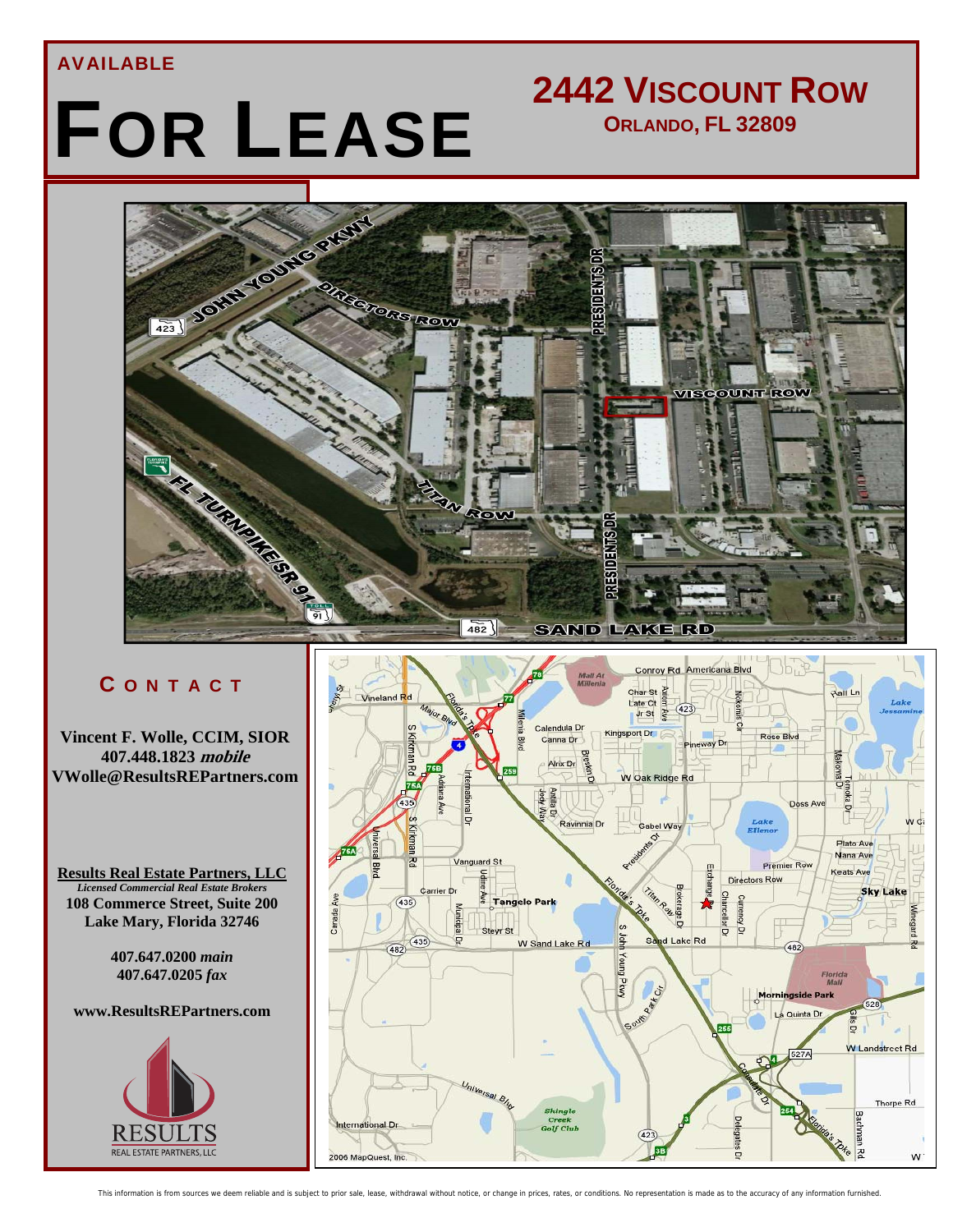AVAILABLE

# FOR LEASE

## 2442 VISCOUNT ROW

**ORLANDO, FL 32809**

## CONTACT

**Vincent F. Wolle, CCIM, SIOR**
**407.448.1823** ***mobile***
**VWolle@ResultsREPartners.com**

**Results Real Estate Partners, LLC**
***Licensed Commercial Real Estate Brokers***
**108 Commerce Street, Suite 200**
**Lake Mary, Florida 32746**

**407.647.0200** ***main***
**407.647.0205** ***fax***

**www.ResultsREPartners.com**

RESULTS
REAL ESTATE PARTNERS, LLC

This information is from sources we deem reliable and is subject to prior sale, lease, withdrawal without notice, or change in prices, rates, or conditions. No representation is made as to the accuracy of any information furnished.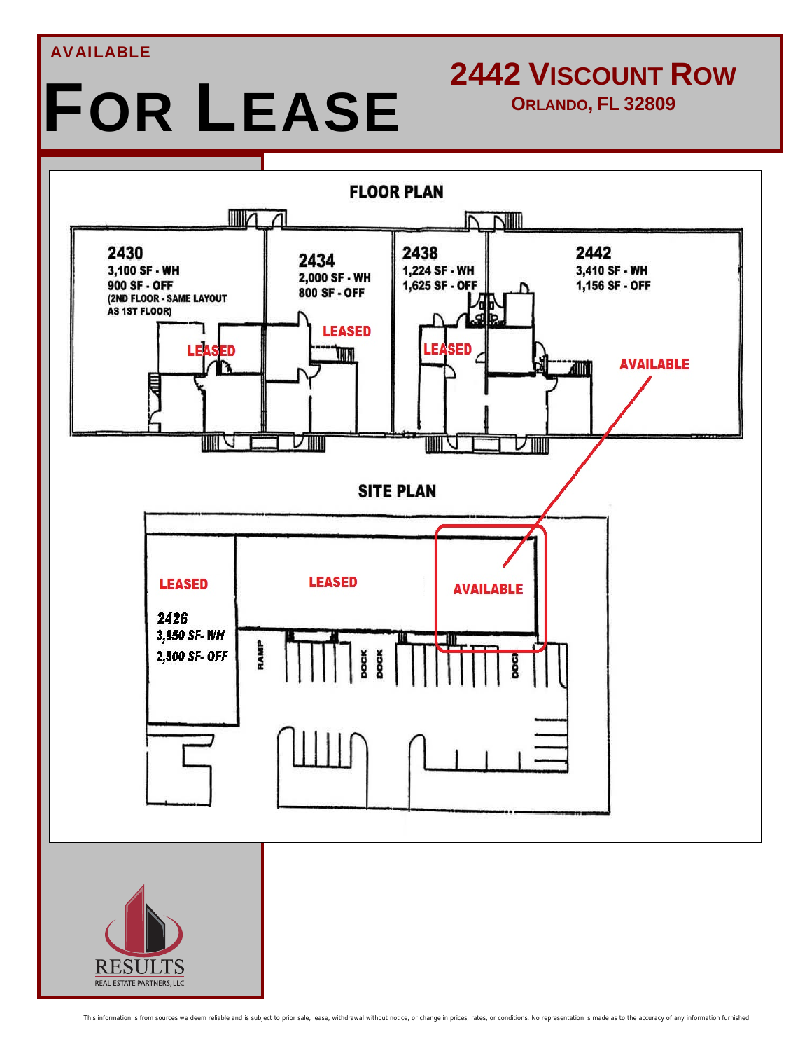AVAILABLE

# FOR LEASE

## 2442 VISCOUNT ROW
**ORLANDO, FL 32809**

### FLOOR PLAN

**2430**
3,100 SF - WH
900 SF - OFF
(2ND FLOOR - SAME LAYOUT AS 1ST FLOOR)
LEASED

**2434**
2,000 SF - WH
800 SF - OFF
LEASED

**2438**
1,224 SF - WH
1,625 SF - OFF
LEASED

**2442**
3,410 SF - WH
1,156 SF - OFF
AVAILABLE

### SITE PLAN

LEASED
*2426*
*3,950 SF- WH*
*2,500 SF- OFF*

LEASED

AVAILABLE

RAMP
DOCK
DOCK
DOCK

RESULTS
REAL ESTATE PARTNERS, LLC

This information is from sources we deem reliable and is subject to prior sale, lease, withdrawal without notice, or change in prices, rates, or conditions. No representation is made as to the accuracy of any information furnished.